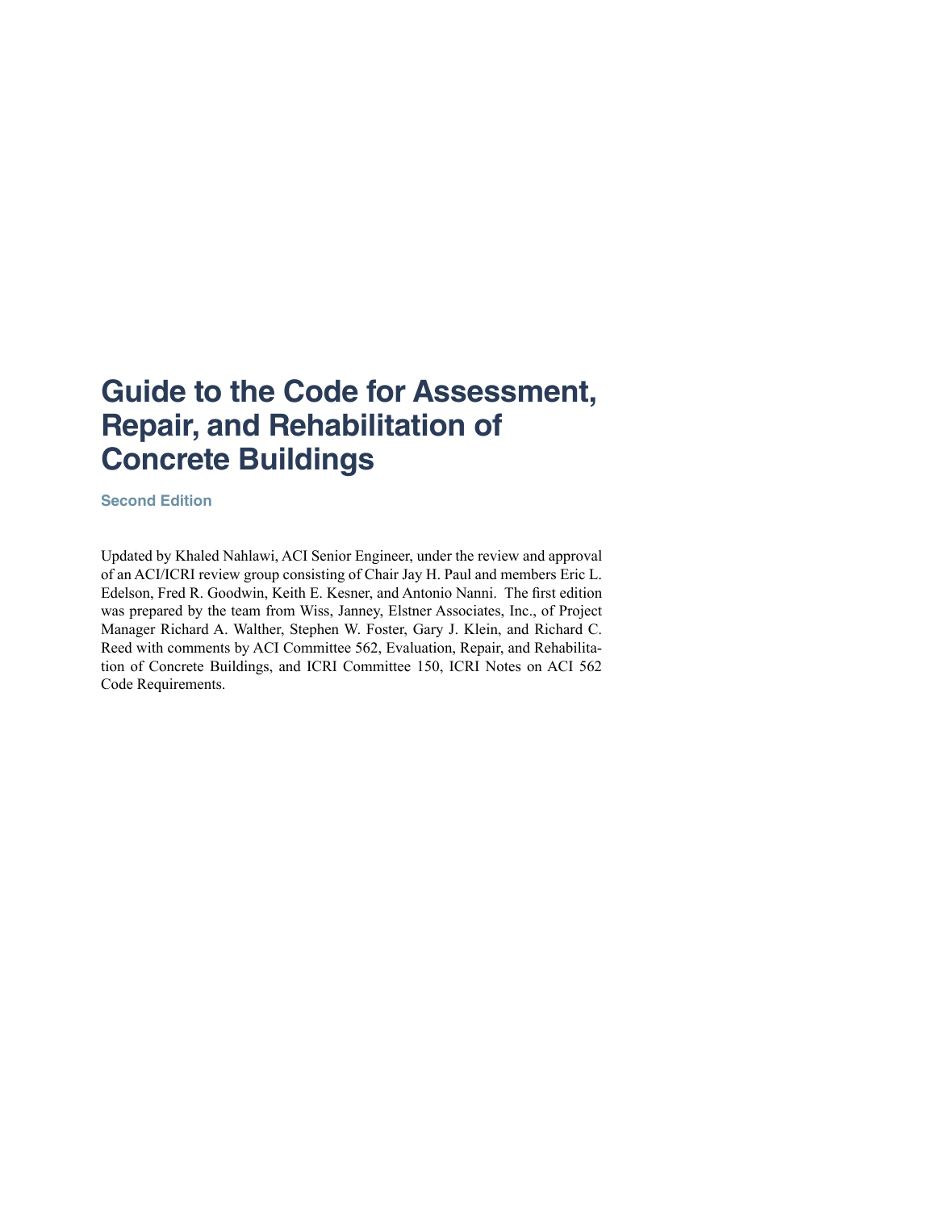# Guide to the Code for Assessment, Repair, and Rehabilitation of Concrete Buildings

## Second Edition

Updated by Khaled Nahlawi, ACI Senior Engineer, under the review and approval of an ACI/ICRI review group consisting of Chair Jay H. Paul and members Eric L. Edelson, Fred R. Goodwin, Keith E. Kesner, and Antonio Nanni. The first edition was prepared by the team from Wiss, Janney, Elstner Associates, Inc., of Project Manager Richard A. Walther, Stephen W. Foster, Gary J. Klein, and Richard C. Reed with comments by ACI Committee 562, Evaluation, Repair, and Rehabilitation of Concrete Buildings, and ICRI Committee 150, ICRI Notes on ACI 562 Code Requirements.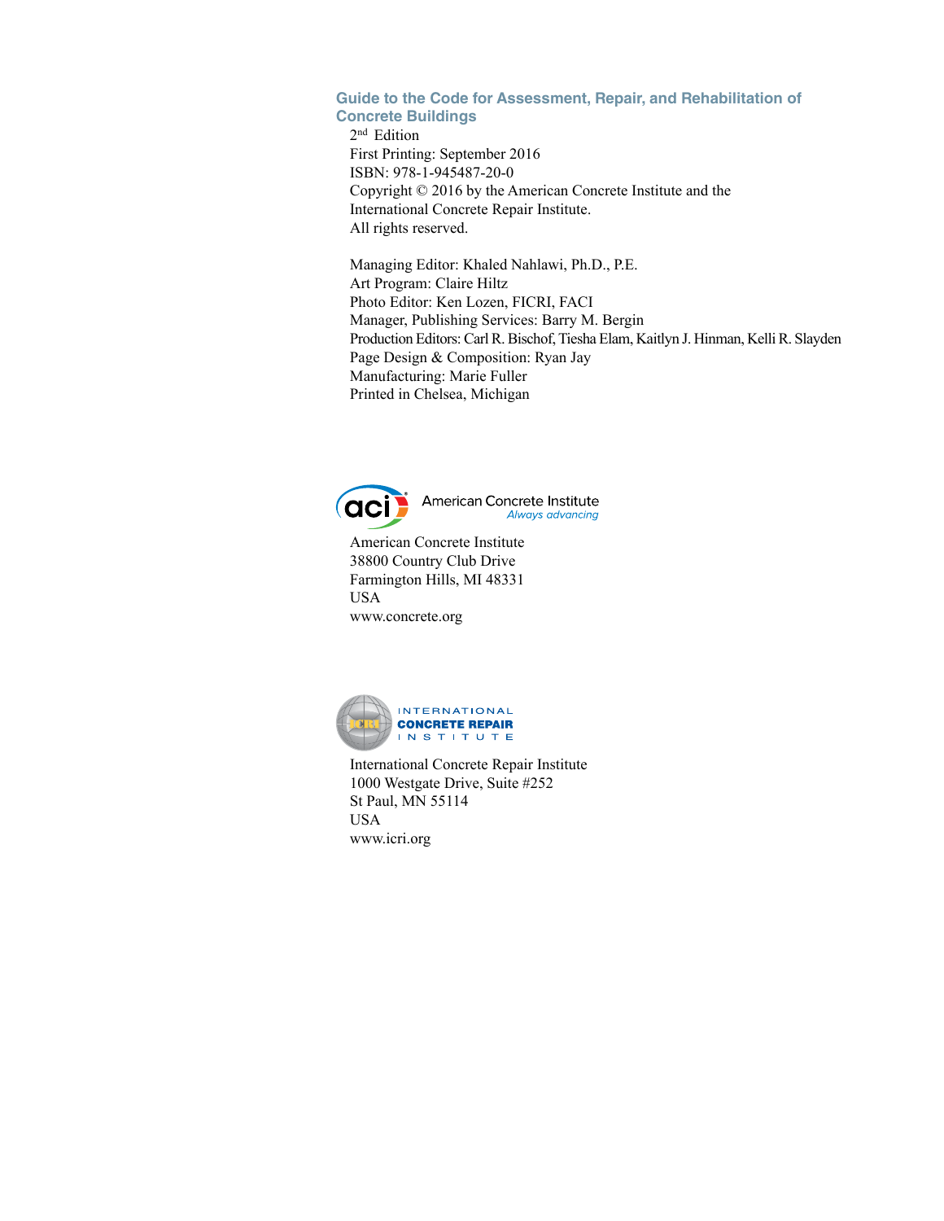**Guide to the Code for Assessment, Repair, and Rehabilitation of Concrete Buildings**

2nd Edition
First Printing: September 2016
ISBN: 978-1-945487-20-0
Copyright © 2016 by the American Concrete Institute and the International Concrete Repair Institute.
All rights reserved.

Managing Editor: Khaled Nahlawi, Ph.D., P.E.
Art Program: Claire Hiltz
Photo Editor: Ken Lozen, FICRI, FACI
Manager, Publishing Services: Barry M. Bergin
Production Editors: Carl R. Bischof, Tiesha Elam, Kaitlyn J. Hinman, Kelli R. Slayden
Page Design & Composition: Ryan Jay
Manufacturing: Marie Fuller
Printed in Chelsea, Michigan

American Concrete Institute
*Always advancing*

American Concrete Institute
38800 Country Club Drive
Farmington Hills, MI 48331
USA
www.concrete.org

International Concrete Repair Institute

International Concrete Repair Institute
1000 Westgate Drive, Suite #252
St Paul, MN 55114
USA
www.icri.org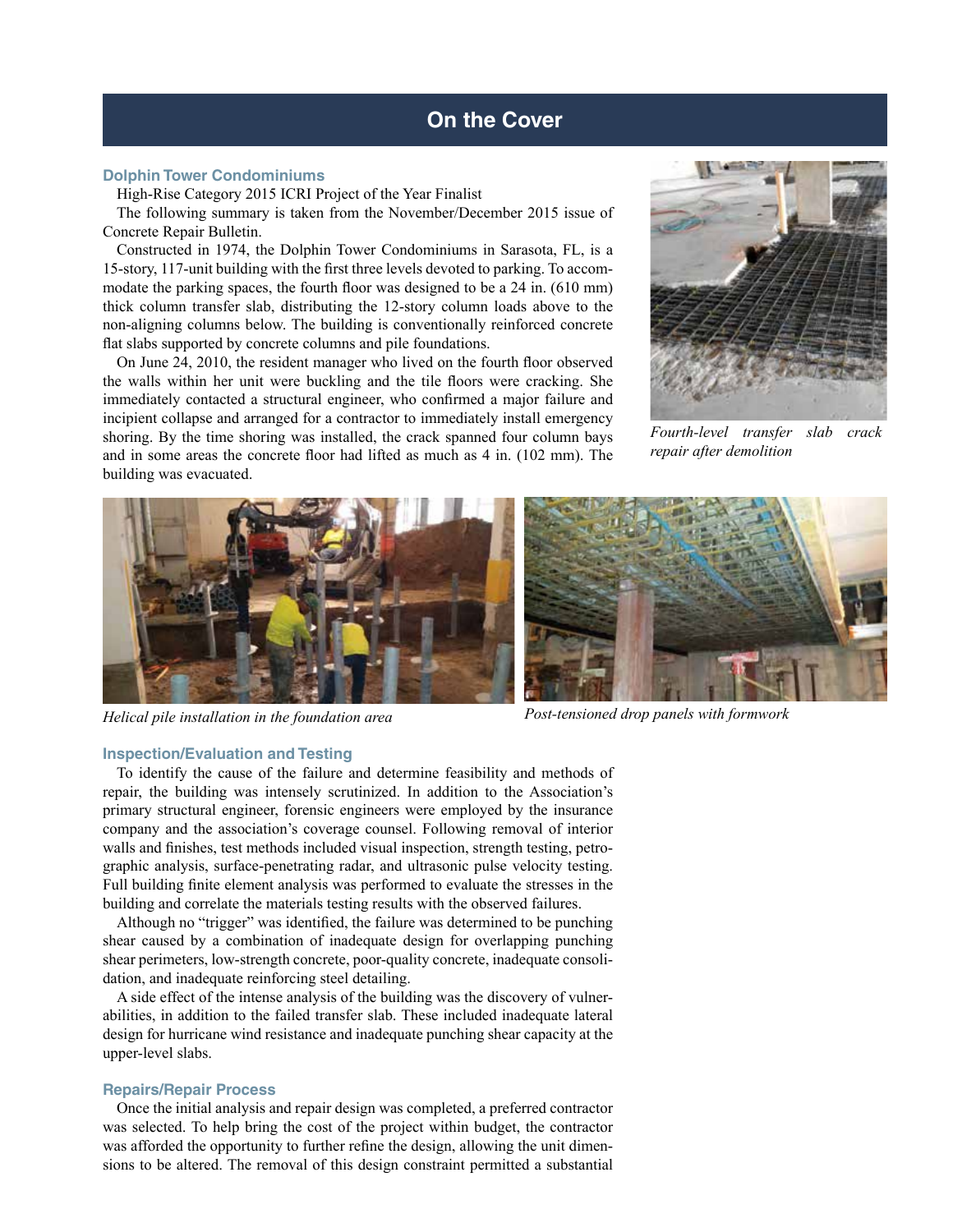## On the Cover

### Dolphin Tower Condominiums

High-Rise Category 2015 ICRI Project of the Year Finalist

The following summary is taken from the November/December 2015 issue of Concrete Repair Bulletin.

Constructed in 1974, the Dolphin Tower Condominiums in Sarasota, FL, is a 15-story, 117-unit building with the first three levels devoted to parking. To accommodate the parking spaces, the fourth floor was designed to be a 24 in. (610 mm) thick column transfer slab, distributing the 12-story column loads above to the non-aligning columns below. The building is conventionally reinforced concrete flat slabs supported by concrete columns and pile foundations.

On June 24, 2010, the resident manager who lived on the fourth floor observed the walls within her unit were buckling and the tile floors were cracking. She immediately contacted a structural engineer, who confirmed a major failure and incipient collapse and arranged for a contractor to immediately install emergency shoring. By the time shoring was installed, the crack spanned four column bays and in some areas the concrete floor had lifted as much as 4 in. (102 mm). The building was evacuated.

*Fourth-level transfer slab crack repair after demolition*

*Helical pile installation in the foundation area*

*Post-tensioned drop panels with formwork*

### Inspection/Evaluation and Testing

To identify the cause of the failure and determine feasibility and methods of repair, the building was intensely scrutinized. In addition to the Association's primary structural engineer, forensic engineers were employed by the insurance company and the association's coverage counsel. Following removal of interior walls and finishes, test methods included visual inspection, strength testing, petrographic analysis, surface-penetrating radar, and ultrasonic pulse velocity testing. Full building finite element analysis was performed to evaluate the stresses in the building and correlate the materials testing results with the observed failures.

Although no "trigger" was identified, the failure was determined to be punching shear caused by a combination of inadequate design for overlapping punching shear perimeters, low-strength concrete, poor-quality concrete, inadequate consolidation, and inadequate reinforcing steel detailing.

A side effect of the intense analysis of the building was the discovery of vulnerabilities, in addition to the failed transfer slab. These included inadequate lateral design for hurricane wind resistance and inadequate punching shear capacity at the upper-level slabs.

### Repairs/Repair Process

Once the initial analysis and repair design was completed, a preferred contractor was selected. To help bring the cost of the project within budget, the contractor was afforded the opportunity to further refine the design, allowing the unit dimensions to be altered. The removal of this design constraint permitted a substantial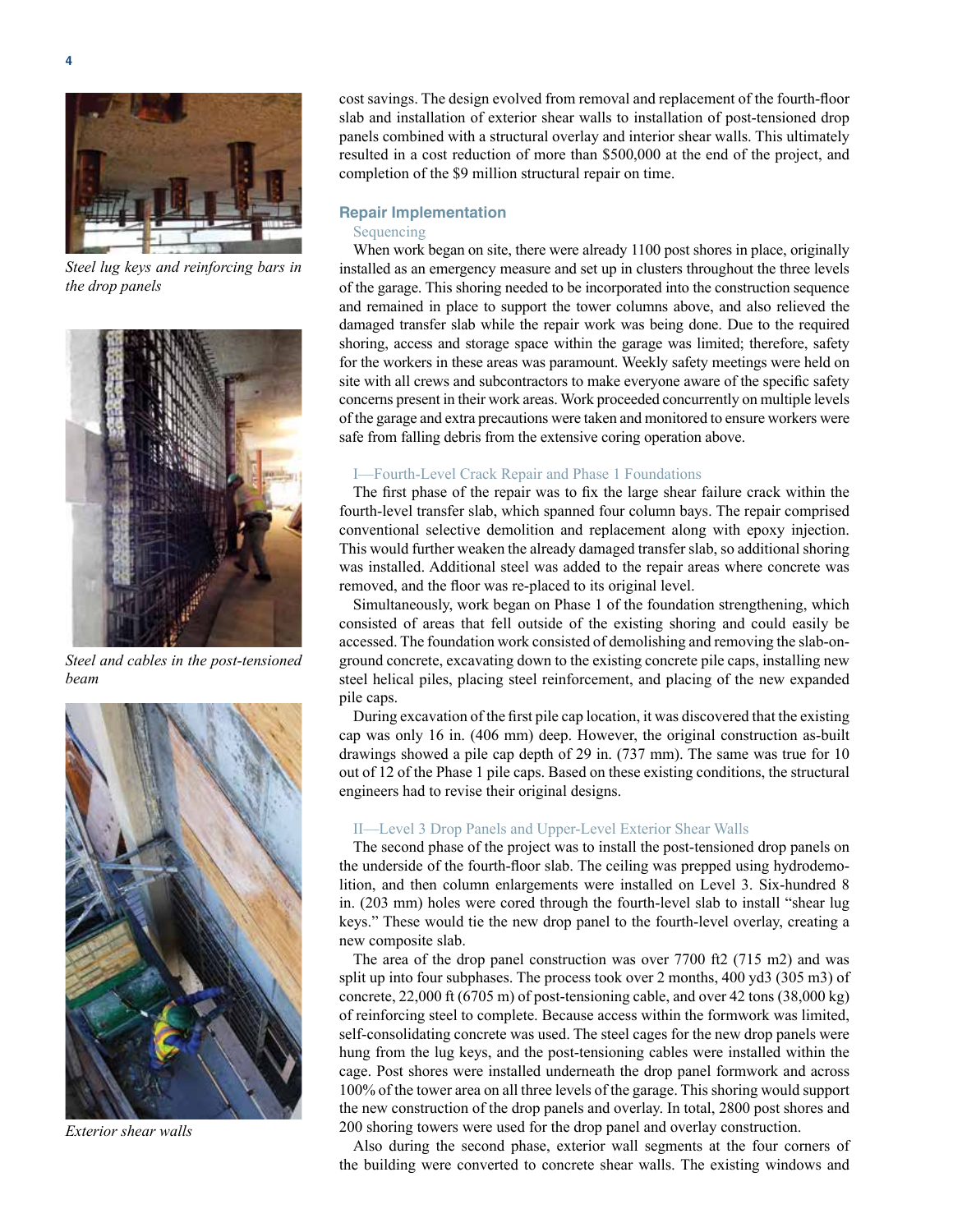*Steel lug keys and reinforcing bars in the drop panels*

*Steel and cables in the post-tensioned beam*

*Exterior shear walls*

cost savings. The design evolved from removal and replacement of the fourth-floor slab and installation of exterior shear walls to installation of post-tensioned drop panels combined with a structural overlay and interior shear walls. This ultimately resulted in a cost reduction of more than $500,000 at the end of the project, and completion of the $9 million structural repair on time.

## Repair Implementation

### Sequencing

When work began on site, there were already 1100 post shores in place, originally installed as an emergency measure and set up in clusters throughout the three levels of the garage. This shoring needed to be incorporated into the construction sequence and remained in place to support the tower columns above, and also relieved the damaged transfer slab while the repair work was being done. Due to the required shoring, access and storage space within the garage was limited; therefore, safety for the workers in these areas was paramount. Weekly safety meetings were held on site with all crews and subcontractors to make everyone aware of the specific safety concerns present in their work areas. Work proceeded concurrently on multiple levels of the garage and extra precautions were taken and monitored to ensure workers were safe from falling debris from the extensive coring operation above.

### I—Fourth-Level Crack Repair and Phase 1 Foundations

The first phase of the repair was to fix the large shear failure crack within the fourth-level transfer slab, which spanned four column bays. The repair comprised conventional selective demolition and replacement along with epoxy injection. This would further weaken the already damaged transfer slab, so additional shoring was installed. Additional steel was added to the repair areas where concrete was removed, and the floor was re-placed to its original level.

Simultaneously, work began on Phase 1 of the foundation strengthening, which consisted of areas that fell outside of the existing shoring and could easily be accessed. The foundation work consisted of demolishing and removing the slab-on-ground concrete, excavating down to the existing concrete pile caps, installing new steel helical piles, placing steel reinforcement, and placing of the new expanded pile caps.

During excavation of the first pile cap location, it was discovered that the existing cap was only 16 in. (406 mm) deep. However, the original construction as-built drawings showed a pile cap depth of 29 in. (737 mm). The same was true for 10 out of 12 of the Phase 1 pile caps. Based on these existing conditions, the structural engineers had to revise their original designs.

### II—Level 3 Drop Panels and Upper-Level Exterior Shear Walls

The second phase of the project was to install the post-tensioned drop panels on the underside of the fourth-floor slab. The ceiling was prepped using hydrodemolition, and then column enlargements were installed on Level 3. Six-hundred 8 in. (203 mm) holes were cored through the fourth-level slab to install "shear lug keys." These would tie the new drop panel to the fourth-level overlay, creating a new composite slab.

The area of the drop panel construction was over 7700 ft2 (715 m2) and was split up into four subphases. The process took over 2 months, 400 yd3 (305 m3) of concrete, 22,000 ft (6705 m) of post-tensioning cable, and over 42 tons (38,000 kg) of reinforcing steel to complete. Because access within the formwork was limited, self-consolidating concrete was used. The steel cages for the new drop panels were hung from the lug keys, and the post-tensioning cables were installed within the cage. Post shores were installed underneath the drop panel formwork and across 100% of the tower area on all three levels of the garage. This shoring would support the new construction of the drop panels and overlay. In total, 2800 post shores and 200 shoring towers were used for the drop panel and overlay construction.

Also during the second phase, exterior wall segments at the four corners of the building were converted to concrete shear walls. The existing windows and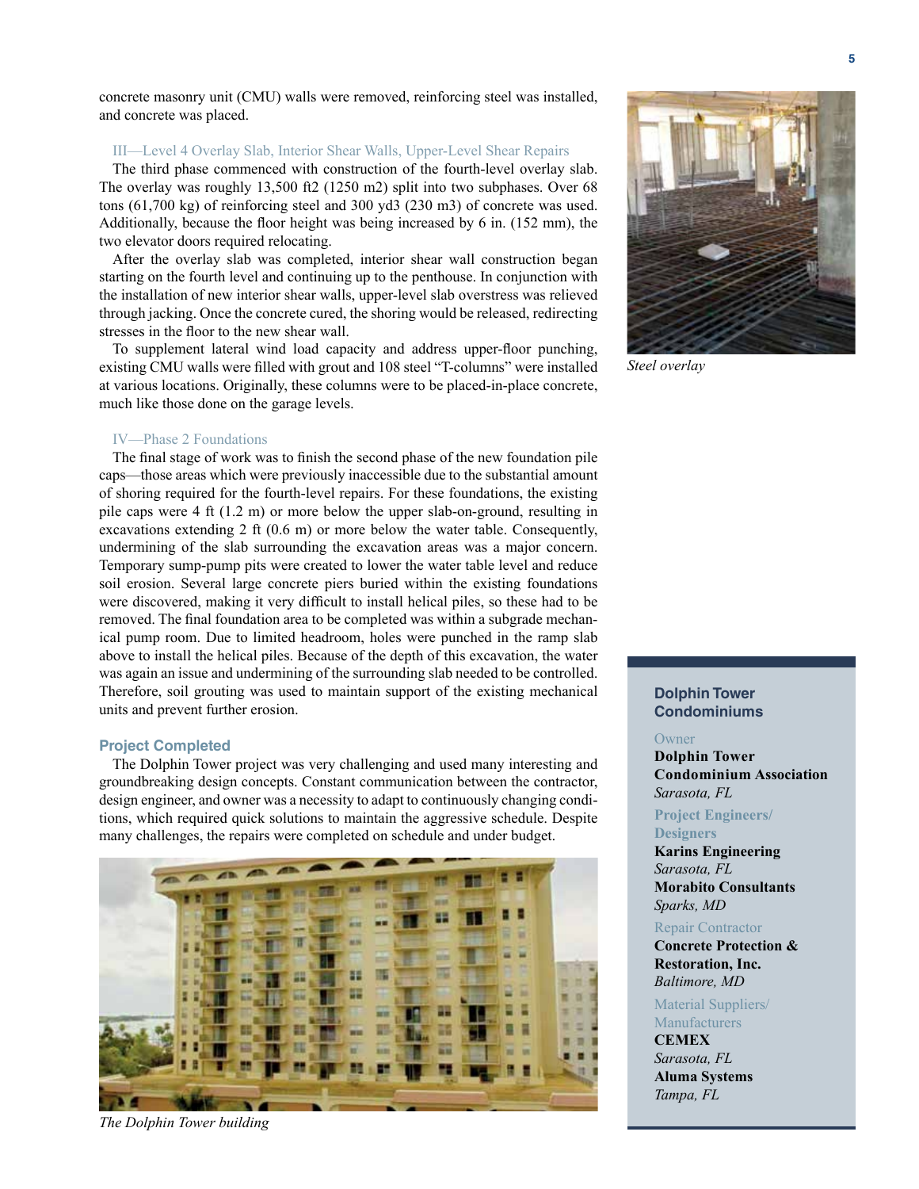concrete masonry unit (CMU) walls were removed, reinforcing steel was installed, and concrete was placed.

### III—Level 4 Overlay Slab, Interior Shear Walls, Upper-Level Shear Repairs

The third phase commenced with construction of the fourth-level overlay slab. The overlay was roughly 13,500 ft2 (1250 m2) split into two subphases. Over 68 tons (61,700 kg) of reinforcing steel and 300 yd3 (230 m3) of concrete was used. Additionally, because the floor height was being increased by 6 in. (152 mm), the two elevator doors required relocating.

After the overlay slab was completed, interior shear wall construction began starting on the fourth level and continuing up to the penthouse. In conjunction with the installation of new interior shear walls, upper-level slab overstress was relieved through jacking. Once the concrete cured, the shoring would be released, redirecting stresses in the floor to the new shear wall.

To supplement lateral wind load capacity and address upper-floor punching, existing CMU walls were filled with grout and 108 steel "T-columns" were installed at various locations. Originally, these columns were to be placed-in-place concrete, much like those done on the garage levels.

*Steel overlay*

### IV—Phase 2 Foundations

The final stage of work was to finish the second phase of the new foundation pile caps—those areas which were previously inaccessible due to the substantial amount of shoring required for the fourth-level repairs. For these foundations, the existing pile caps were 4 ft (1.2 m) or more below the upper slab-on-ground, resulting in excavations extending 2 ft (0.6 m) or more below the water table. Consequently, undermining of the slab surrounding the excavation areas was a major concern. Temporary sump-pump pits were created to lower the water table level and reduce soil erosion. Several large concrete piers buried within the existing foundations were discovered, making it very difficult to install helical piles, so these had to be removed. The final foundation area to be completed was within a subgrade mechanical pump room. Due to limited headroom, holes were punched in the ramp slab above to install the helical piles. Because of the depth of this excavation, the water was again an issue and undermining of the surrounding slab needed to be controlled. Therefore, soil grouting was used to maintain support of the existing mechanical units and prevent further erosion.

## Project Completed

The Dolphin Tower project was very challenging and used many interesting and groundbreaking design concepts. Constant communication between the contractor, design engineer, and owner was a necessity to adapt to continuously changing conditions, which required quick solutions to maintain the aggressive schedule. Despite many challenges, the repairs were completed on schedule and under budget.

*The Dolphin Tower building*

### Dolphin Tower Condominiums

**Owner**
**Dolphin Tower Condominium Association**
*Sarasota, FL*

**Project Engineers/Designers**
**Karins Engineering**
*Sarasota, FL*
**Morabito Consultants**
*Sparks, MD*

**Repair Contractor**
**Concrete Protection & Restoration, Inc.**
*Baltimore, MD*

**Material Suppliers/Manufacturers**
**CEMEX**
*Sarasota, FL*
**Aluma Systems**
*Tampa, FL*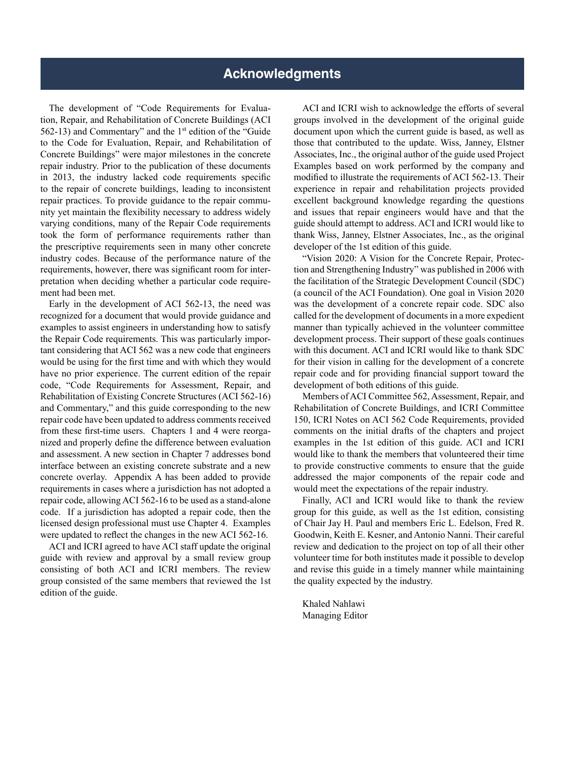# Acknowledgments

The development of "Code Requirements for Evaluation, Repair, and Rehabilitation of Concrete Buildings (ACI 562-13) and Commentary" and the 1st edition of the "Guide to the Code for Evaluation, Repair, and Rehabilitation of Concrete Buildings" were major milestones in the concrete repair industry. Prior to the publication of these documents in 2013, the industry lacked code requirements specific to the repair of concrete buildings, leading to inconsistent repair practices. To provide guidance to the repair community yet maintain the flexibility necessary to address widely varying conditions, many of the Repair Code requirements took the form of performance requirements rather than the prescriptive requirements seen in many other concrete industry codes. Because of the performance nature of the requirements, however, there was significant room for interpretation when deciding whether a particular code requirement had been met.

Early in the development of ACI 562-13, the need was recognized for a document that would provide guidance and examples to assist engineers in understanding how to satisfy the Repair Code requirements. This was particularly important considering that ACI 562 was a new code that engineers would be using for the first time and with which they would have no prior experience. The current edition of the repair code, "Code Requirements for Assessment, Repair, and Rehabilitation of Existing Concrete Structures (ACI 562-16) and Commentary," and this guide corresponding to the new repair code have been updated to address comments received from these first-time users. Chapters 1 and 4 were reorganized and properly define the difference between evaluation and assessment. A new section in Chapter 7 addresses bond interface between an existing concrete substrate and a new concrete overlay. Appendix A has been added to provide requirements in cases where a jurisdiction has not adopted a repair code, allowing ACI 562-16 to be used as a stand-alone code. If a jurisdiction has adopted a repair code, then the licensed design professional must use Chapter 4. Examples were updated to reflect the changes in the new ACI 562-16.

ACI and ICRI agreed to have ACI staff update the original guide with review and approval by a small review group consisting of both ACI and ICRI members. The review group consisted of the same members that reviewed the 1st edition of the guide.

ACI and ICRI wish to acknowledge the efforts of several groups involved in the development of the original guide document upon which the current guide is based, as well as those that contributed to the update. Wiss, Janney, Elstner Associates, Inc., the original author of the guide used Project Examples based on work performed by the company and modified to illustrate the requirements of ACI 562-13. Their experience in repair and rehabilitation projects provided excellent background knowledge regarding the questions and issues that repair engineers would have and that the guide should attempt to address. ACI and ICRI would like to thank Wiss, Janney, Elstner Associates, Inc., as the original developer of the 1st edition of this guide.

"Vision 2020: A Vision for the Concrete Repair, Protection and Strengthening Industry" was published in 2006 with the facilitation of the Strategic Development Council (SDC) (a council of the ACI Foundation). One goal in Vision 2020 was the development of a concrete repair code. SDC also called for the development of documents in a more expedient manner than typically achieved in the volunteer committee development process. Their support of these goals continues with this document. ACI and ICRI would like to thank SDC for their vision in calling for the development of a concrete repair code and for providing financial support toward the development of both editions of this guide.

Members of ACI Committee 562, Assessment, Repair, and Rehabilitation of Concrete Buildings, and ICRI Committee 150, ICRI Notes on ACI 562 Code Requirements, provided comments on the initial drafts of the chapters and project examples in the 1st edition of this guide. ACI and ICRI would like to thank the members that volunteered their time to provide constructive comments to ensure that the guide addressed the major components of the repair code and would meet the expectations of the repair industry.

Finally, ACI and ICRI would like to thank the review group for this guide, as well as the 1st edition, consisting of Chair Jay H. Paul and members Eric L. Edelson, Fred R. Goodwin, Keith E. Kesner, and Antonio Nanni. Their careful review and dedication to the project on top of all their other volunteer time for both institutes made it possible to develop and revise this guide in a timely manner while maintaining the quality expected by the industry.

Khaled Nahlawi
Managing Editor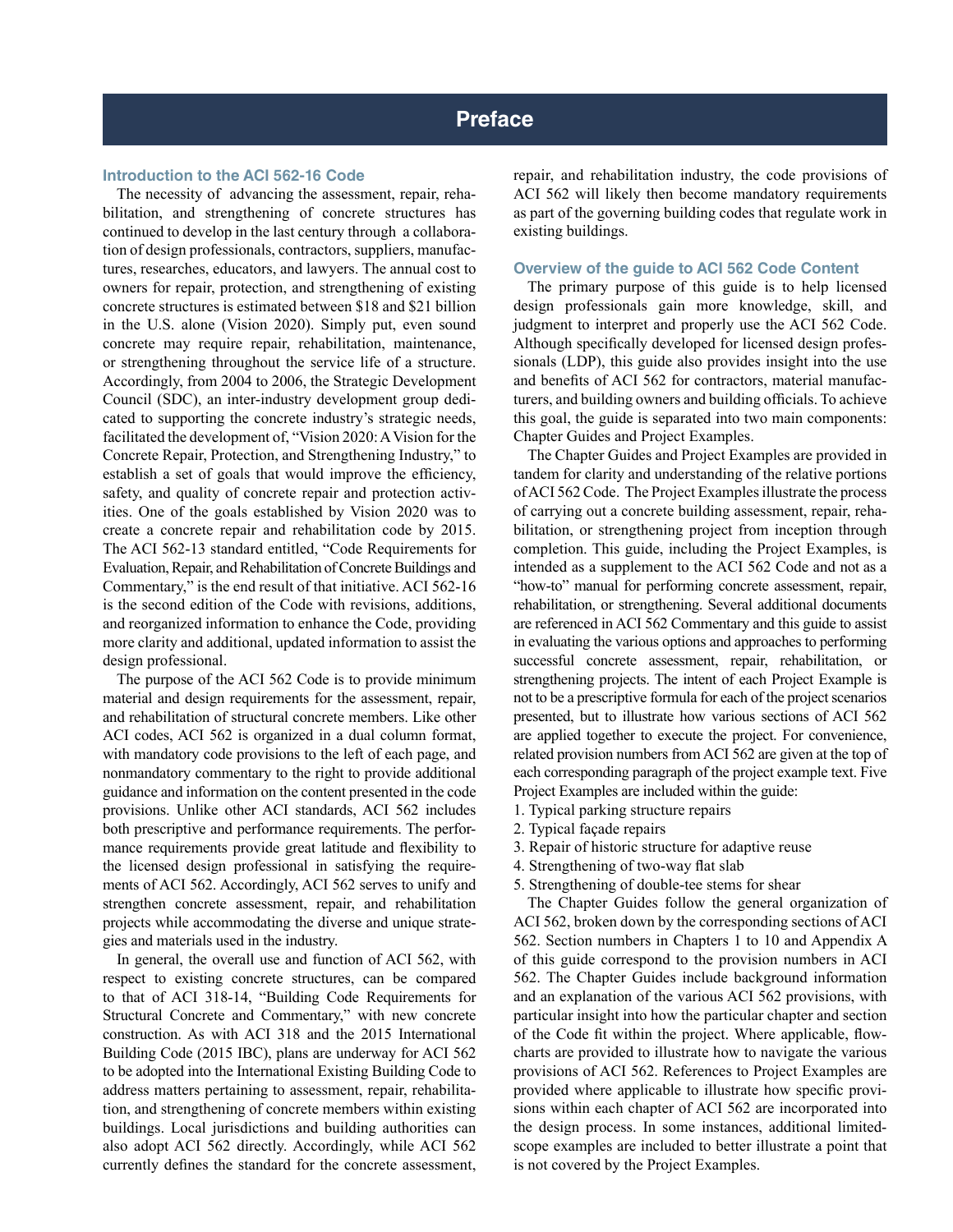# Preface

## Introduction to the ACI 562-16 Code

The necessity of advancing the assessment, repair, rehabilitation, and strengthening of concrete structures has continued to develop in the last century through a collaboration of design professionals, contractors, suppliers, manufactures, researches, educators, and lawyers. The annual cost to owners for repair, protection, and strengthening of existing concrete structures is estimated between $18 and $21 billion in the U.S. alone (Vision 2020). Simply put, even sound concrete may require repair, rehabilitation, maintenance, or strengthening throughout the service life of a structure. Accordingly, from 2004 to 2006, the Strategic Development Council (SDC), an inter-industry development group dedicated to supporting the concrete industry's strategic needs, facilitated the development of, "Vision 2020: A Vision for the Concrete Repair, Protection, and Strengthening Industry," to establish a set of goals that would improve the efficiency, safety, and quality of concrete repair and protection activities. One of the goals established by Vision 2020 was to create a concrete repair and rehabilitation code by 2015. The ACI 562-13 standard entitled, "Code Requirements for Evaluation, Repair, and Rehabilitation of Concrete Buildings and Commentary," is the end result of that initiative. ACI 562-16 is the second edition of the Code with revisions, additions, and reorganized information to enhance the Code, providing more clarity and additional, updated information to assist the design professional.

The purpose of the ACI 562 Code is to provide minimum material and design requirements for the assessment, repair, and rehabilitation of structural concrete members. Like other ACI codes, ACI 562 is organized in a dual column format, with mandatory code provisions to the left of each page, and nonmandatory commentary to the right to provide additional guidance and information on the content presented in the code provisions. Unlike other ACI standards, ACI 562 includes both prescriptive and performance requirements. The performance requirements provide great latitude and flexibility to the licensed design professional in satisfying the requirements of ACI 562. Accordingly, ACI 562 serves to unify and strengthen concrete assessment, repair, and rehabilitation projects while accommodating the diverse and unique strategies and materials used in the industry.

In general, the overall use and function of ACI 562, with respect to existing concrete structures, can be compared to that of ACI 318-14, "Building Code Requirements for Structural Concrete and Commentary," with new concrete construction. As with ACI 318 and the 2015 International Building Code (2015 IBC), plans are underway for ACI 562 to be adopted into the International Existing Building Code to address matters pertaining to assessment, repair, rehabilitation, and strengthening of concrete members within existing buildings. Local jurisdictions and building authorities can also adopt ACI 562 directly. Accordingly, while ACI 562 currently defines the standard for the concrete assessment, repair, and rehabilitation industry, the code provisions of ACI 562 will likely then become mandatory requirements as part of the governing building codes that regulate work in existing buildings.

## Overview of the guide to ACI 562 Code Content

The primary purpose of this guide is to help licensed design professionals gain more knowledge, skill, and judgment to interpret and properly use the ACI 562 Code. Although specifically developed for licensed design professionals (LDP), this guide also provides insight into the use and benefits of ACI 562 for contractors, material manufacturers, and building owners and building officials. To achieve this goal, the guide is separated into two main components: Chapter Guides and Project Examples.

The Chapter Guides and Project Examples are provided in tandem for clarity and understanding of the relative portions of ACI 562 Code. The Project Examples illustrate the process of carrying out a concrete building assessment, repair, rehabilitation, or strengthening project from inception through completion. This guide, including the Project Examples, is intended as a supplement to the ACI 562 Code and not as a "how-to" manual for performing concrete assessment, repair, rehabilitation, or strengthening. Several additional documents are referenced in ACI 562 Commentary and this guide to assist in evaluating the various options and approaches to performing successful concrete assessment, repair, rehabilitation, or strengthening projects. The intent of each Project Example is not to be a prescriptive formula for each of the project scenarios presented, but to illustrate how various sections of ACI 562 are applied together to execute the project. For convenience, related provision numbers from ACI 562 are given at the top of each corresponding paragraph of the project example text. Five Project Examples are included within the guide:

1. Typical parking structure repairs
2. Typical façade repairs
3. Repair of historic structure for adaptive reuse
4. Strengthening of two-way flat slab
5. Strengthening of double-tee stems for shear

The Chapter Guides follow the general organization of ACI 562, broken down by the corresponding sections of ACI 562. Section numbers in Chapters 1 to 10 and Appendix A of this guide correspond to the provision numbers in ACI 562. The Chapter Guides include background information and an explanation of the various ACI 562 provisions, with particular insight into how the particular chapter and section of the Code fit within the project. Where applicable, flowcharts are provided to illustrate how to navigate the various provisions of ACI 562. References to Project Examples are provided where applicable to illustrate how specific provisions within each chapter of ACI 562 are incorporated into the design process. In some instances, additional limited-scope examples are included to better illustrate a point that is not covered by the Project Examples.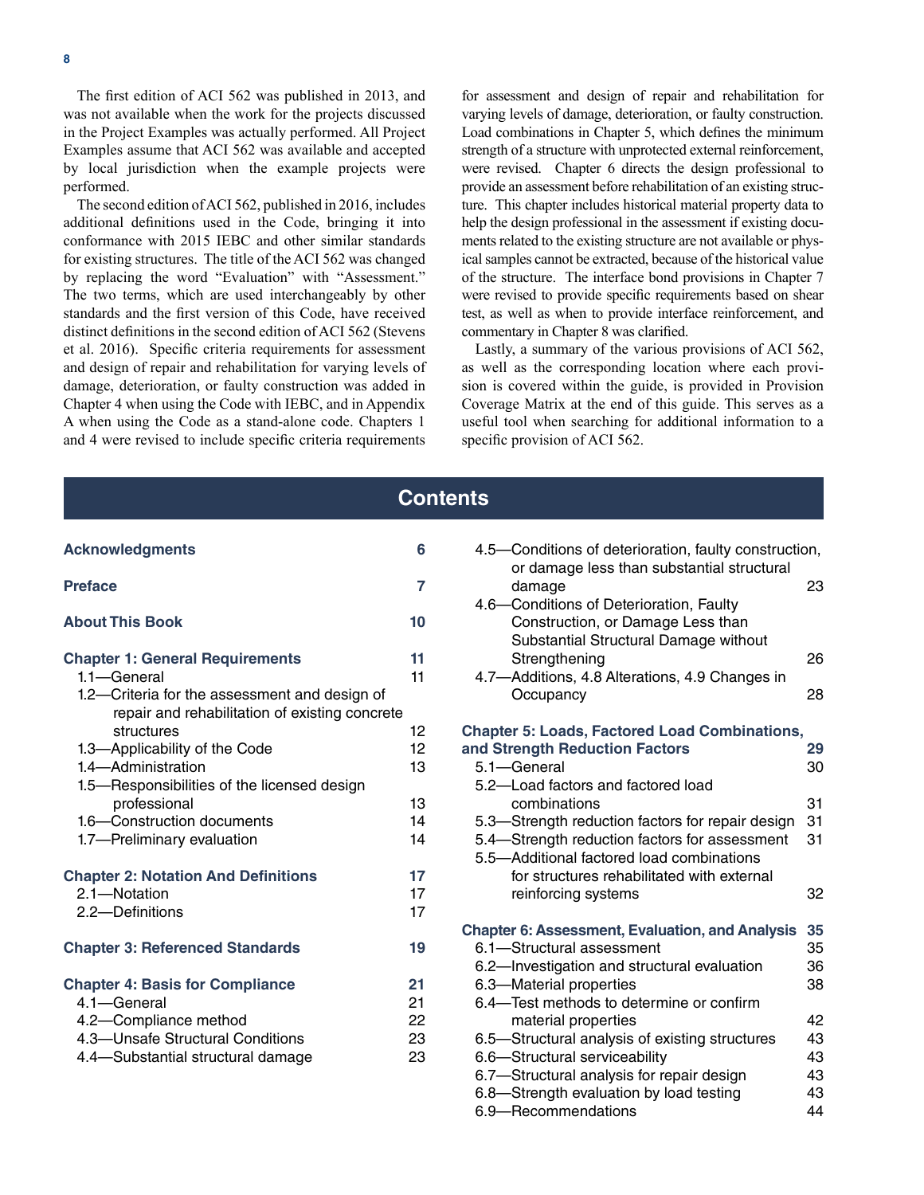The first edition of ACI 562 was published in 2013, and was not available when the work for the projects discussed in the Project Examples was actually performed. All Project Examples assume that ACI 562 was available and accepted by local jurisdiction when the example projects were performed.

The second edition of ACI 562, published in 2016, includes additional definitions used in the Code, bringing it into conformance with 2015 IEBC and other similar standards for existing structures. The title of the ACI 562 was changed by replacing the word "Evaluation" with "Assessment." The two terms, which are used interchangeably by other standards and the first version of this Code, have received distinct definitions in the second edition of ACI 562 (Stevens et al. 2016). Specific criteria requirements for assessment and design of repair and rehabilitation for varying levels of damage, deterioration, or faulty construction was added in Chapter 4 when using the Code with IEBC, and in Appendix A when using the Code as a stand-alone code. Chapters 1 and 4 were revised to include specific criteria requirements for assessment and design of repair and rehabilitation for varying levels of damage, deterioration, or faulty construction. Load combinations in Chapter 5, which defines the minimum strength of a structure with unprotected external reinforcement, were revised. Chapter 6 directs the design professional to provide an assessment before rehabilitation of an existing structure. This chapter includes historical material property data to help the design professional in the assessment if existing documents related to the existing structure are not available or physical samples cannot be extracted, because of the historical value of the structure. The interface bond provisions in Chapter 7 were revised to provide specific requirements based on shear test, as well as when to provide interface reinforcement, and commentary in Chapter 8 was clarified.

Lastly, a summary of the various provisions of ACI 562, as well as the corresponding location where each provision is covered within the guide, is provided in Provision Coverage Matrix at the end of this guide. This serves as a useful tool when searching for additional information to a specific provision of ACI 562.

## Contents

**Acknowledgments** — 6

**Preface** — 7

**About This Book** — 10

**Chapter 1: General Requirements** — 11
- 1.1—General — 11
- 1.2—Criteria for the assessment and design of repair and rehabilitation of existing concrete structures — 12
- 1.3—Applicability of the Code — 12
- 1.4—Administration — 13
- 1.5—Responsibilities of the licensed design professional — 13
- 1.6—Construction documents — 14
- 1.7—Preliminary evaluation — 14

**Chapter 2: Notation And Definitions** — 17
- 2.1—Notation — 17
- 2.2—Definitions — 17

**Chapter 3: Referenced Standards** — 19

**Chapter 4: Basis for Compliance** — 21
- 4.1—General — 21
- 4.2—Compliance method — 22
- 4.3—Unsafe Structural Conditions — 23
- 4.4—Substantial structural damage — 23
- 4.5—Conditions of deterioration, faulty construction, or damage less than substantial structural damage — 23
- 4.6—Conditions of Deterioration, Faulty Construction, or Damage Less than Substantial Structural Damage without Strengthening — 26
- 4.7—Additions, 4.8 Alterations, 4.9 Changes in Occupancy — 28

**Chapter 5: Loads, Factored Load Combinations, and Strength Reduction Factors** — 29
- 5.1—General — 30
- 5.2—Load factors and factored load combinations — 31
- 5.3—Strength reduction factors for repair design — 31
- 5.4—Strength reduction factors for assessment — 31
- 5.5—Additional factored load combinations for structures rehabilitated with external reinforcing systems — 32

**Chapter 6: Assessment, Evaluation, and Analysis** — 35
- 6.1—Structural assessment — 35
- 6.2—Investigation and structural evaluation — 36
- 6.3—Material properties — 38
- 6.4—Test methods to determine or confirm material properties — 42
- 6.5—Structural analysis of existing structures — 43
- 6.6—Structural serviceability — 43
- 6.7—Structural analysis for repair design — 43
- 6.8—Strength evaluation by load testing — 43
- 6.9—Recommendations — 44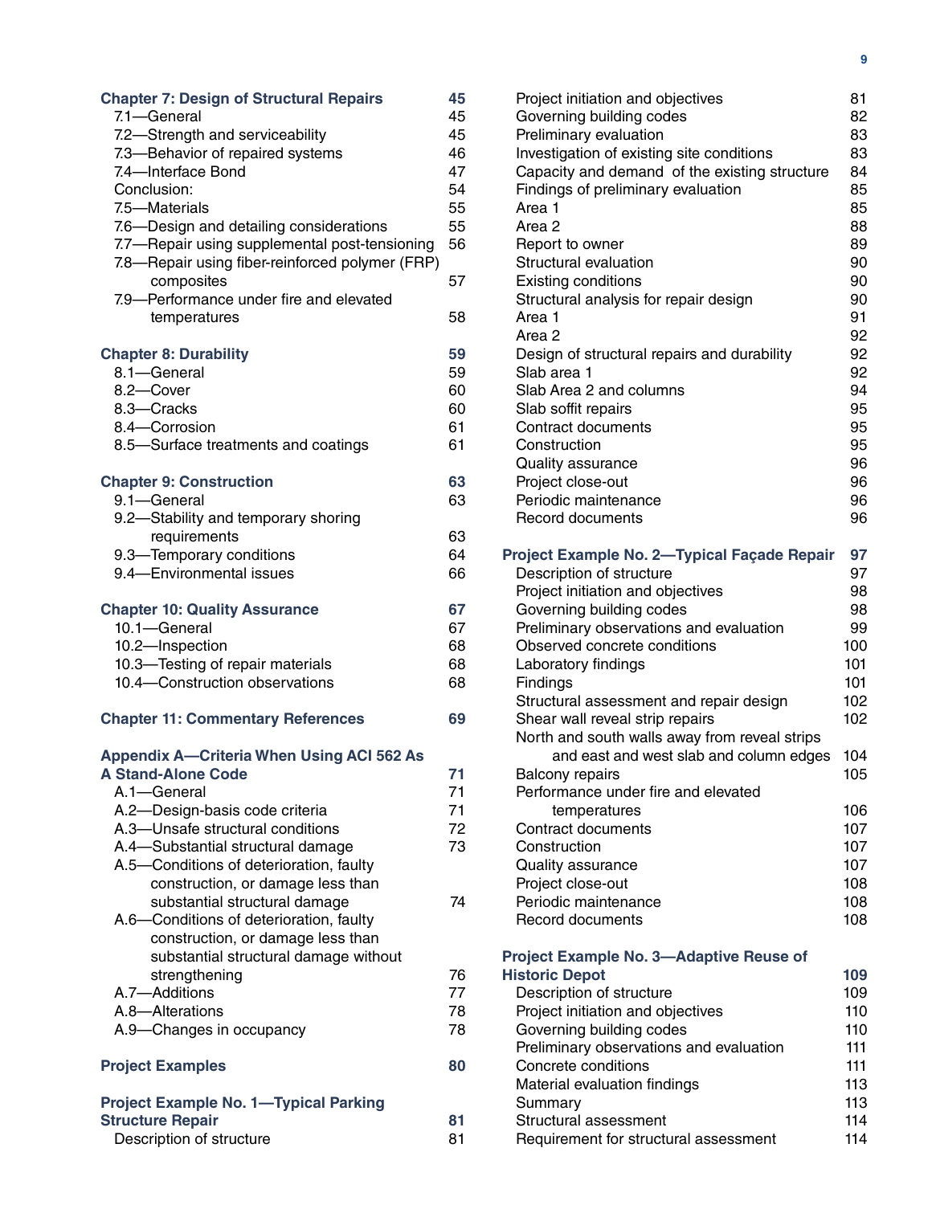**Chapter 7: Design of Structural Repairs** 45

- 7.1—General 45
- 7.2—Strength and serviceability 45
- 7.3—Behavior of repaired systems 46
- 7.4—Interface Bond 47
- Conclusion: 54
- 7.5—Materials 55
- 7.6—Design and detailing considerations 55
- 7.7—Repair using supplemental post-tensioning 56
- 7.8—Repair using fiber-reinforced polymer (FRP) composites 57
- 7.9—Performance under fire and elevated temperatures 58

**Chapter 8: Durability** 59

- 8.1—General 59
- 8.2—Cover 60
- 8.3—Cracks 60
- 8.4—Corrosion 61
- 8.5—Surface treatments and coatings 61

**Chapter 9: Construction** 63

- 9.1—General 63
- 9.2—Stability and temporary shoring requirements 63
- 9.3—Temporary conditions 64
- 9.4—Environmental issues 66

**Chapter 10: Quality Assurance** 67

- 10.1—General 67
- 10.2—Inspection 68
- 10.3—Testing of repair materials 68
- 10.4—Construction observations 68

**Chapter 11: Commentary References** 69

**Appendix A—Criteria When Using ACI 562 As A Stand-Alone Code** 71

- A.1—General 71
- A.2—Design-basis code criteria 71
- A.3—Unsafe structural conditions 72
- A.4—Substantial structural damage 73
- A.5—Conditions of deterioration, faulty construction, or damage less than substantial structural damage 74
- A.6—Conditions of deterioration, faulty construction, or damage less than substantial structural damage without strengthening 76
- A.7—Additions 77
- A.8—Alterations 78
- A.9—Changes in occupancy 78

**Project Examples** 80

**Project Example No. 1—Typical Parking Structure Repair** 81

- Description of structure 81
- Project initiation and objectives 81
- Governing building codes 82
- Preliminary evaluation 83
- Investigation of existing site conditions 83
- Capacity and demand of the existing structure 84
- Findings of preliminary evaluation 85
- Area 1 85
- Area 2 88
- Report to owner 89
- Structural evaluation 90
- Existing conditions 90
- Structural analysis for repair design 90
- Area 1 91
- Area 2 92
- Design of structural repairs and durability 92
- Slab area 1 92
- Slab Area 2 and columns 94
- Slab soffit repairs 95
- Contract documents 95
- Construction 95
- Quality assurance 96
- Project close-out 96
- Periodic maintenance 96
- Record documents 96

**Project Example No. 2—Typical Façade Repair** 97

- Description of structure 97
- Project initiation and objectives 98
- Governing building codes 98
- Preliminary observations and evaluation 99
- Observed concrete conditions 100
- Laboratory findings 101
- Findings 101
- Structural assessment and repair design 102
- Shear wall reveal strip repairs 102
- North and south walls away from reveal strips and east and west slab and column edges 104
- Balcony repairs 105
- Performance under fire and elevated temperatures 106
- Contract documents 107
- Construction 107
- Quality assurance 107
- Project close-out 108
- Periodic maintenance 108
- Record documents 108

**Project Example No. 3—Adaptive Reuse of Historic Depot** 109

- Description of structure 109
- Project initiation and objectives 110
- Governing building codes 110
- Preliminary observations and evaluation 111
- Concrete conditions 111
- Material evaluation findings 113
- Summary 113
- Structural assessment 114
- Requirement for structural assessment 114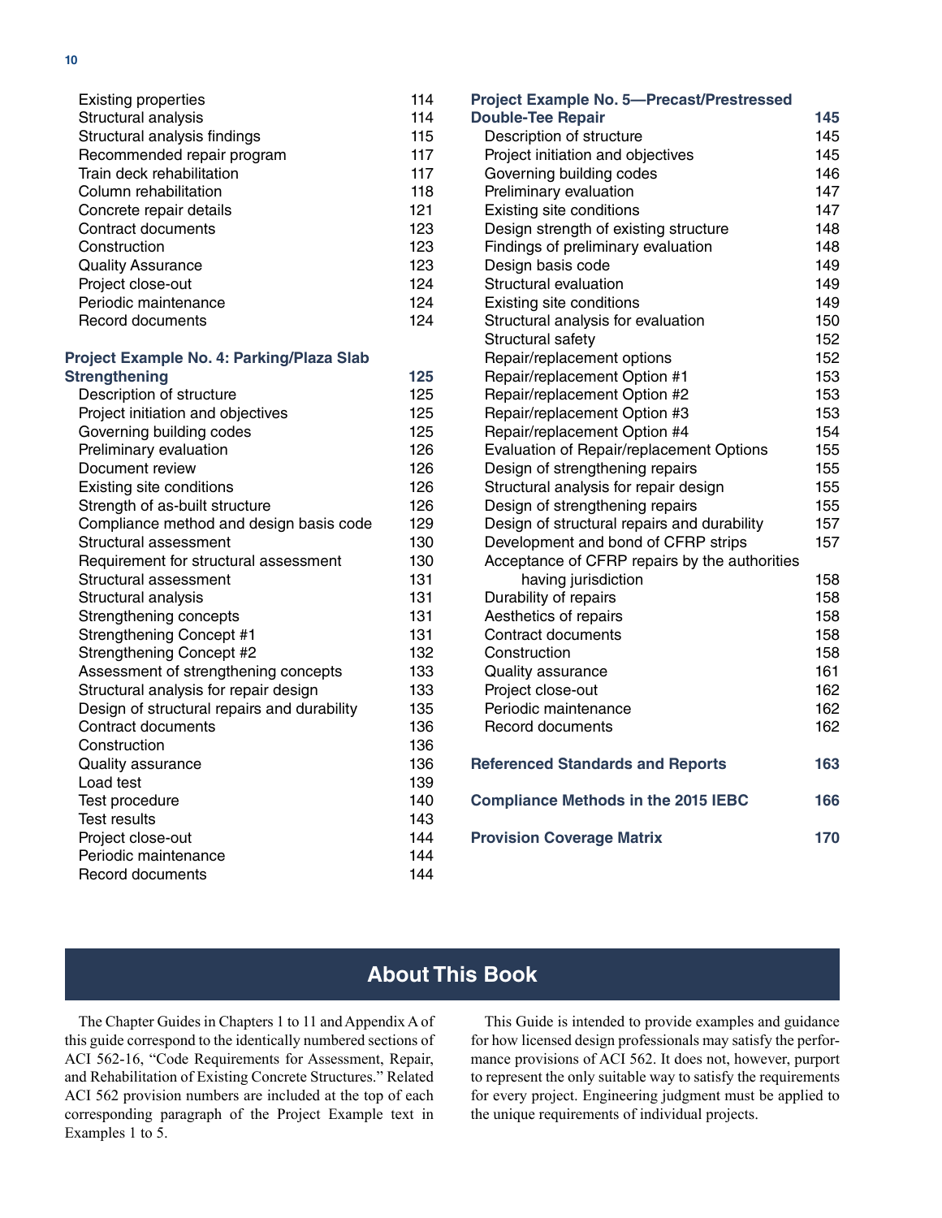| | |
|---|---|
| Existing properties | 114 |
| Structural analysis | 114 |
| Structural analysis findings | 115 |
| Recommended repair program | 117 |
| Train deck rehabilitation | 117 |
| Column rehabilitation | 118 |
| Concrete repair details | 121 |
| Contract documents | 123 |
| Construction | 123 |
| Quality Assurance | 123 |
| Project close-out | 124 |
| Periodic maintenance | 124 |
| Record documents | 124 |
| **Project Example No. 4: Parking/Plaza Slab Strengthening** | **125** |
| Description of structure | 125 |
| Project initiation and objectives | 125 |
| Governing building codes | 125 |
| Preliminary evaluation | 126 |
| Document review | 126 |
| Existing site conditions | 126 |
| Strength of as-built structure | 126 |
| Compliance method and design basis code | 129 |
| Structural assessment | 130 |
| Requirement for structural assessment | 130 |
| Structural assessment | 131 |
| Structural analysis | 131 |
| Strengthening concepts | 131 |
| Strengthening Concept #1 | 131 |
| Strengthening Concept #2 | 132 |
| Assessment of strengthening concepts | 133 |
| Structural analysis for repair design | 133 |
| Design of structural repairs and durability | 135 |
| Contract documents | 136 |
| Construction | 136 |
| Quality assurance | 136 |
| Load test | 139 |
| Test procedure | 140 |
| Test results | 143 |
| Project close-out | 144 |
| Periodic maintenance | 144 |
| Record documents | 144 |
| **Project Example No. 5—Precast/Prestressed Double-Tee Repair** | **145** |
| Description of structure | 145 |
| Project initiation and objectives | 145 |
| Governing building codes | 146 |
| Preliminary evaluation | 147 |
| Existing site conditions | 147 |
| Design strength of existing structure | 148 |
| Findings of preliminary evaluation | 148 |
| Design basis code | 149 |
| Structural evaluation | 149 |
| Existing site conditions | 149 |
| Structural analysis for evaluation | 150 |
| Structural safety | 152 |
| Repair/replacement options | 152 |
| Repair/replacement Option #1 | 153 |
| Repair/replacement Option #2 | 153 |
| Repair/replacement Option #3 | 153 |
| Repair/replacement Option #4 | 154 |
| Evaluation of Repair/replacement Options | 155 |
| Design of strengthening repairs | 155 |
| Structural analysis for repair design | 155 |
| Design of strengthening repairs | 155 |
| Design of structural repairs and durability | 157 |
| Development and bond of CFRP strips | 157 |
| Acceptance of CFRP repairs by the authorities having jurisdiction | 158 |
| Durability of repairs | 158 |
| Aesthetics of repairs | 158 |
| Contract documents | 158 |
| Construction | 158 |
| Quality assurance | 161 |
| Project close-out | 162 |
| Periodic maintenance | 162 |
| Record documents | 162 |
| **Referenced Standards and Reports** | **163** |
| **Compliance Methods in the 2015 IEBC** | **166** |
| **Provision Coverage Matrix** | **170** |

## About This Book

The Chapter Guides in Chapters 1 to 11 and Appendix A of this guide correspond to the identically numbered sections of ACI 562-16, "Code Requirements for Assessment, Repair, and Rehabilitation of Existing Concrete Structures." Related ACI 562 provision numbers are included at the top of each corresponding paragraph of the Project Example text in Examples 1 to 5.

This Guide is intended to provide examples and guidance for how licensed design professionals may satisfy the performance provisions of ACI 562. It does not, however, purport to represent the only suitable way to satisfy the requirements for every project. Engineering judgment must be applied to the unique requirements of individual projects.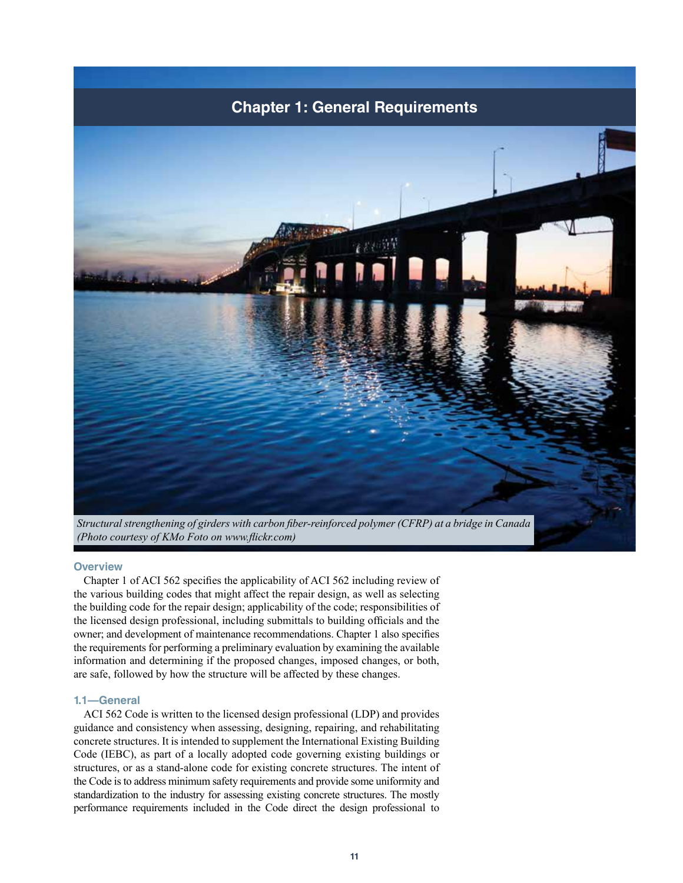# Chapter 1: General Requirements

*Structural strengthening of girders with carbon fiber-reinforced polymer (CFRP) at a bridge in Canada (Photo courtesy of KMo Foto on www.flickr.com)*

## Overview

Chapter 1 of ACI 562 specifies the applicability of ACI 562 including review of the various building codes that might affect the repair design, as well as selecting the building code for the repair design; applicability of the code; responsibilities of the licensed design professional, including submittals to building officials and the owner; and development of maintenance recommendations. Chapter 1 also specifies the requirements for performing a preliminary evaluation by examining the available information and determining if the proposed changes, imposed changes, or both, are safe, followed by how the structure will be affected by these changes.

## 1.1—General

ACI 562 Code is written to the licensed design professional (LDP) and provides guidance and consistency when assessing, designing, repairing, and rehabilitating concrete structures. It is intended to supplement the International Existing Building Code (IEBC), as part of a locally adopted code governing existing buildings or structures, or as a stand-alone code for existing concrete structures. The intent of the Code is to address minimum safety requirements and provide some uniformity and standardization to the industry for assessing existing concrete structures. The mostly performance requirements included in the Code direct the design professional to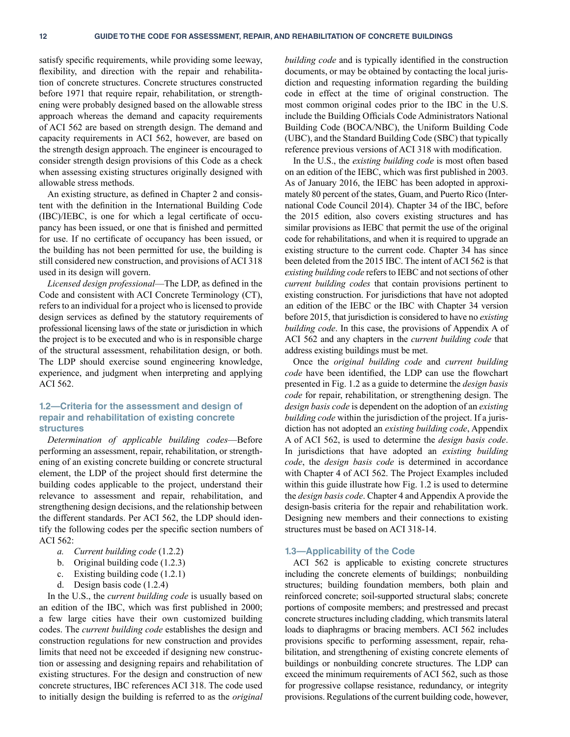satisfy specific requirements, while providing some leeway, flexibility, and direction with the repair and rehabilitation of concrete structures. Concrete structures constructed before 1971 that require repair, rehabilitation, or strengthening were probably designed based on the allowable stress approach whereas the demand and capacity requirements of ACI 562 are based on strength design. The demand and capacity requirements in ACI 562, however, are based on the strength design approach. The engineer is encouraged to consider strength design provisions of this Code as a check when assessing existing structures originally designed with allowable stress methods.

An existing structure, as defined in Chapter 2 and consistent with the definition in the International Building Code (IBC)/IEBC, is one for which a legal certificate of occupancy has been issued, or one that is finished and permitted for use. If no certificate of occupancy has been issued, or the building has not been permitted for use, the building is still considered new construction, and provisions of ACI 318 used in its design will govern.

*Licensed design professional*—The LDP, as defined in the Code and consistent with ACI Concrete Terminology (CT), refers to an individual for a project who is licensed to provide design services as defined by the statutory requirements of professional licensing laws of the state or jurisdiction in which the project is to be executed and who is in responsible charge of the structural assessment, rehabilitation design, or both. The LDP should exercise sound engineering knowledge, experience, and judgment when interpreting and applying ACI 562.

## 1.2—Criteria for the assessment and design of repair and rehabilitation of existing concrete structures

*Determination of applicable building codes*—Before performing an assessment, repair, rehabilitation, or strengthening of an existing concrete building or concrete structural element, the LDP of the project should first determine the building codes applicable to the project, understand their relevance to assessment and repair, rehabilitation, and strengthening design decisions, and the relationship between the different standards. Per ACI 562, the LDP should identify the following codes per the specific section numbers of ACI 562:

a. *Current building code* (1.2.2)
b. Original building code (1.2.3)
c. Existing building code (1.2.1)
d. Design basis code (1.2.4)

In the U.S., the *current building code* is usually based on an edition of the IBC, which was first published in 2000; a few large cities have their own customized building codes. The *current building code* establishes the design and construction regulations for new construction and provides limits that need not be exceeded if designing new construction or assessing and designing repairs and rehabilitation of existing structures. For the design and construction of new concrete structures, IBC references ACI 318. The code used to initially design the building is referred to as the *original building code* and is typically identified in the construction documents, or may be obtained by contacting the local jurisdiction and requesting information regarding the building code in effect at the time of original construction. The most common original codes prior to the IBC in the U.S. include the Building Officials Code Administrators National Building Code (BOCA/NBC), the Uniform Building Code (UBC), and the Standard Building Code (SBC) that typically reference previous versions of ACI 318 with modification.

In the U.S., the *existing building code* is most often based on an edition of the IEBC, which was first published in 2003. As of January 2016, the IEBC has been adopted in approximately 80 percent of the states, Guam, and Puerto Rico (International Code Council 2014). Chapter 34 of the IBC, before the 2015 edition, also covers existing structures and has similar provisions as IEBC that permit the use of the original code for rehabilitations, and when it is required to upgrade an existing structure to the current code. Chapter 34 has since been deleted from the 2015 IBC. The intent of ACI 562 is that *existing building code* refers to IEBC and not sections of other *current building codes* that contain provisions pertinent to existing construction. For jurisdictions that have not adopted an edition of the IEBC or the IBC with Chapter 34 version before 2015, that jurisdiction is considered to have no *existing building code*. In this case, the provisions of Appendix A of ACI 562 and any chapters in the *current building code* that address existing buildings must be met.

Once the *original building code* and *current building code* have been identified, the LDP can use the flowchart presented in Fig. 1.2 as a guide to determine the *design basis code* for repair, rehabilitation, or strengthening design. The *design basis code* is dependent on the adoption of an *existing building code* within the jurisdiction of the project. If a jurisdiction has not adopted an *existing building code*, Appendix A of ACI 562, is used to determine the *design basis code*. In jurisdictions that have adopted an *existing building code*, the *design basis code* is determined in accordance with Chapter 4 of ACI 562. The Project Examples included within this guide illustrate how Fig. 1.2 is used to determine the *design basis code*. Chapter 4 and Appendix A provide the design-basis criteria for the repair and rehabilitation work. Designing new members and their connections to existing structures must be based on ACI 318-14.

## 1.3—Applicability of the Code

ACI 562 is applicable to existing concrete structures including the concrete elements of buildings; nonbuilding structures; building foundation members, both plain and reinforced concrete; soil-supported structural slabs; concrete portions of composite members; and prestressed and precast concrete structures including cladding, which transmits lateral loads to diaphragms or bracing members. ACI 562 includes provisions specific to performing assessment, repair, rehabilitation, and strengthening of existing concrete elements of buildings or nonbuilding concrete structures. The LDP can exceed the minimum requirements of ACI 562, such as those for progressive collapse resistance, redundancy, or integrity provisions. Regulations of the current building code, however,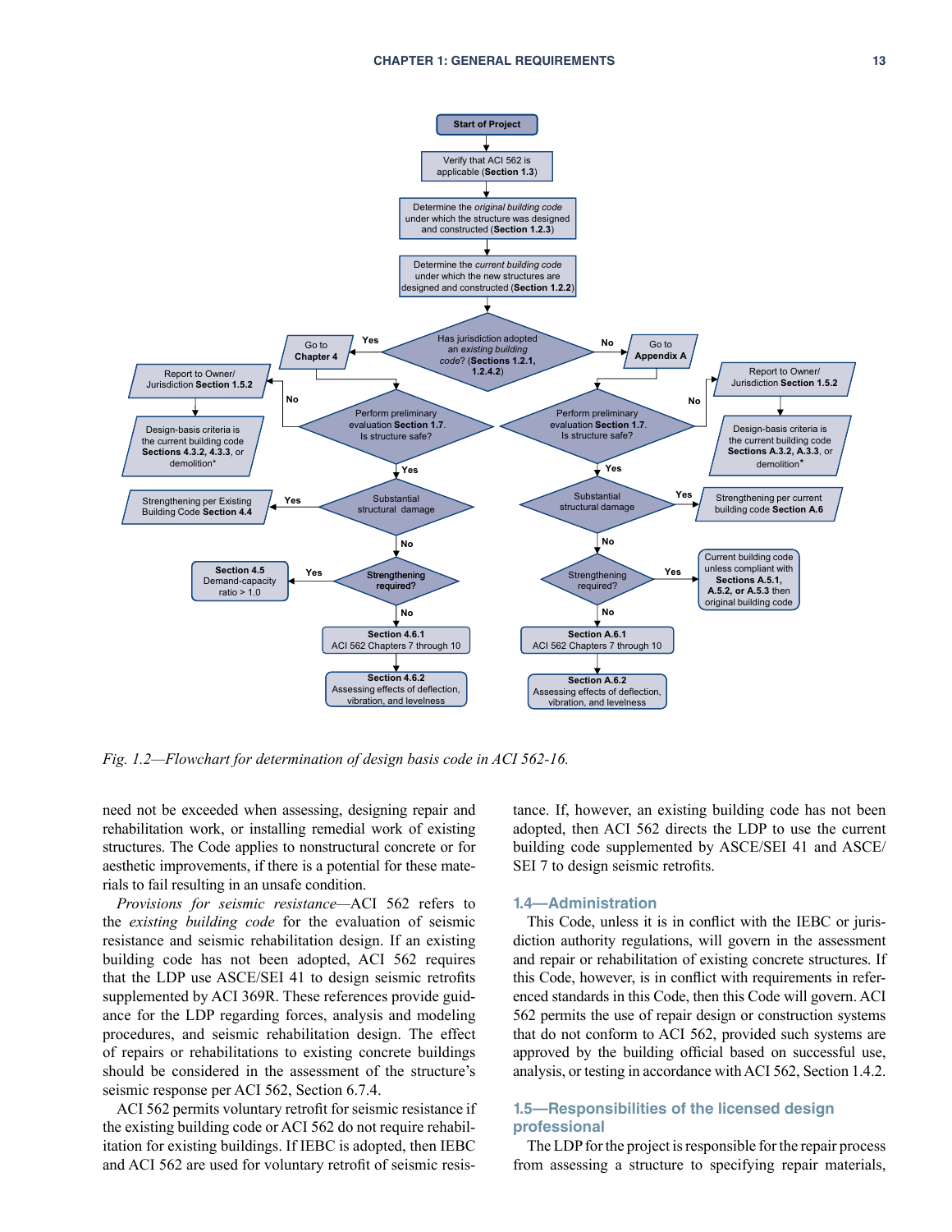Fig. 1.2—Flowchart for determination of design basis code in ACI 562-16.

need not be exceeded when assessing, designing repair and rehabilitation work, or installing remedial work of existing structures. The Code applies to nonstructural concrete or for aesthetic improvements, if there is a potential for these materials to fail resulting in an unsafe condition.

*Provisions for seismic resistance*—ACI 562 refers to the *existing building code* for the evaluation of seismic resistance and seismic rehabilitation design. If an existing building code has not been adopted, ACI 562 requires that the LDP use ASCE/SEI 41 to design seismic retrofits supplemented by ACI 369R. These references provide guidance for the LDP regarding forces, analysis and modeling procedures, and seismic rehabilitation design. The effect of repairs or rehabilitations to existing concrete buildings should be considered in the assessment of the structure's seismic response per ACI 562, Section 6.7.4.

ACI 562 permits voluntary retrofit for seismic resistance if the existing building code or ACI 562 do not require rehabilitation for existing buildings. If IEBC is adopted, then IEBC and ACI 562 are used for voluntary retrofit of seismic resistance. If, however, an existing building code has not been adopted, then ACI 562 directs the LDP to use the current building code supplemented by ASCE/SEI 41 and ASCE/SEI 7 to design seismic retrofits.

## 1.4—Administration

This Code, unless it is in conflict with the IEBC or jurisdiction authority regulations, will govern in the assessment and repair or rehabilitation of existing concrete structures. If this Code, however, is in conflict with requirements in referenced standards in this Code, then this Code will govern. ACI 562 permits the use of repair design or construction systems that do not conform to ACI 562, provided such systems are approved by the building official based on successful use, analysis, or testing in accordance with ACI 562, Section 1.4.2.

## 1.5—Responsibilities of the licensed design professional

The LDP for the project is responsible for the repair process from assessing a structure to specifying repair materials,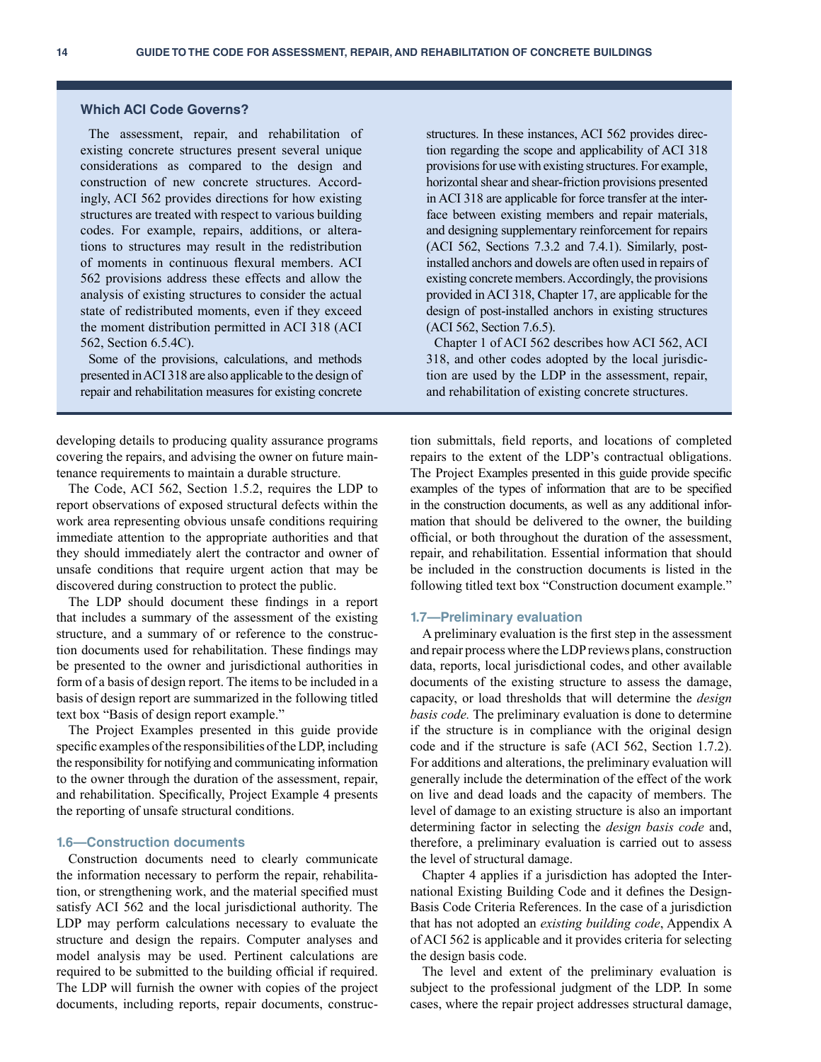### Which ACI Code Governs?

The assessment, repair, and rehabilitation of existing concrete structures present several unique considerations as compared to the design and construction of new concrete structures. Accordingly, ACI 562 provides directions for how existing structures are treated with respect to various building codes. For example, repairs, additions, or alterations to structures may result in the redistribution of moments in continuous flexural members. ACI 562 provisions address these effects and allow the analysis of existing structures to consider the actual state of redistributed moments, even if they exceed the moment distribution permitted in ACI 318 (ACI 562, Section 6.5.4C).

Some of the provisions, calculations, and methods presented in ACI 318 are also applicable to the design of repair and rehabilitation measures for existing concrete structures. In these instances, ACI 562 provides direction regarding the scope and applicability of ACI 318 provisions for use with existing structures. For example, horizontal shear and shear-friction provisions presented in ACI 318 are applicable for force transfer at the interface between existing members and repair materials, and designing supplementary reinforcement for repairs (ACI 562, Sections 7.3.2 and 7.4.1). Similarly, post-installed anchors and dowels are often used in repairs of existing concrete members. Accordingly, the provisions provided in ACI 318, Chapter 17, are applicable for the design of post-installed anchors in existing structures (ACI 562, Section 7.6.5).

Chapter 1 of ACI 562 describes how ACI 562, ACI 318, and other codes adopted by the local jurisdiction are used by the LDP in the assessment, repair, and rehabilitation of existing concrete structures.

developing details to producing quality assurance programs covering the repairs, and advising the owner on future maintenance requirements to maintain a durable structure.

The Code, ACI 562, Section 1.5.2, requires the LDP to report observations of exposed structural defects within the work area representing obvious unsafe conditions requiring immediate attention to the appropriate authorities and that they should immediately alert the contractor and owner of unsafe conditions that require urgent action that may be discovered during construction to protect the public.

The LDP should document these findings in a report that includes a summary of the assessment of the existing structure, and a summary of or reference to the construction documents used for rehabilitation. These findings may be presented to the owner and jurisdictional authorities in form of a basis of design report. The items to be included in a basis of design report are summarized in the following titled text box "Basis of design report example."

The Project Examples presented in this guide provide specific examples of the responsibilities of the LDP, including the responsibility for notifying and communicating information to the owner through the duration of the assessment, repair, and rehabilitation. Specifically, Project Example 4 presents the reporting of unsafe structural conditions.

## 1.6—Construction documents

Construction documents need to clearly communicate the information necessary to perform the repair, rehabilitation, or strengthening work, and the material specified must satisfy ACI 562 and the local jurisdictional authority. The LDP may perform calculations necessary to evaluate the structure and design the repairs. Computer analyses and model analysis may be used. Pertinent calculations are required to be submitted to the building official if required. The LDP will furnish the owner with copies of the project documents, including reports, repair documents, construction submittals, field reports, and locations of completed repairs to the extent of the LDP's contractual obligations. The Project Examples presented in this guide provide specific examples of the types of information that are to be specified in the construction documents, as well as any additional information that should be delivered to the owner, the building official, or both throughout the duration of the assessment, repair, and rehabilitation. Essential information that should be included in the construction documents is listed in the following titled text box "Construction document example."

## 1.7—Preliminary evaluation

A preliminary evaluation is the first step in the assessment and repair process where the LDP reviews plans, construction data, reports, local jurisdictional codes, and other available documents of the existing structure to assess the damage, capacity, or load thresholds that will determine the *design basis code.* The preliminary evaluation is done to determine if the structure is in compliance with the original design code and if the structure is safe (ACI 562, Section 1.7.2). For additions and alterations, the preliminary evaluation will generally include the determination of the effect of the work on live and dead loads and the capacity of members. The level of damage to an existing structure is also an important determining factor in selecting the *design basis code* and, therefore, a preliminary evaluation is carried out to assess the level of structural damage.

Chapter 4 applies if a jurisdiction has adopted the International Existing Building Code and it defines the Design-Basis Code Criteria References. In the case of a jurisdiction that has not adopted an *existing building code*, Appendix A of ACI 562 is applicable and it provides criteria for selecting the design basis code.

The level and extent of the preliminary evaluation is subject to the professional judgment of the LDP. In some cases, where the repair project addresses structural damage,